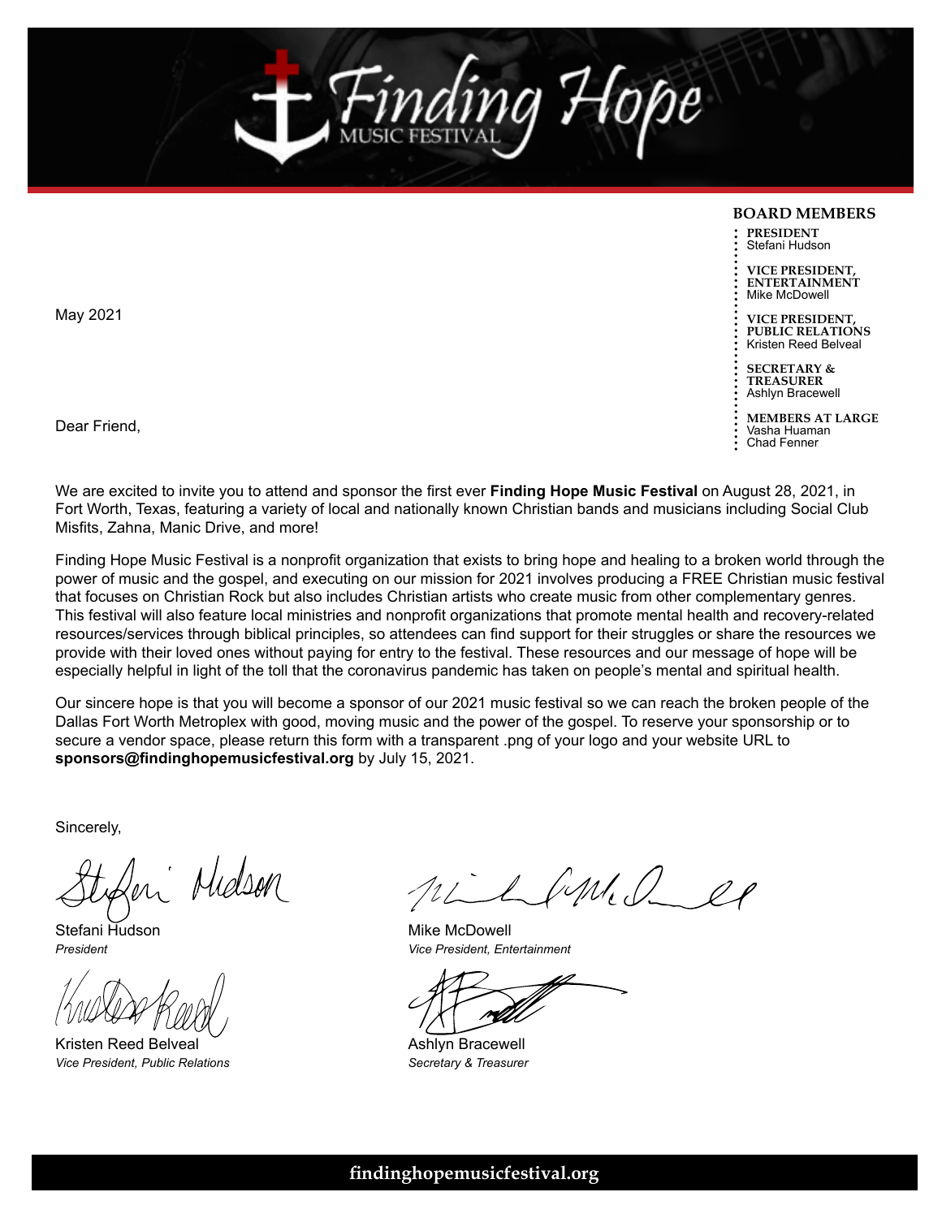# Finding Hope Music Festival

**BOARD MEMBERS**

**PRESIDENT**
Stefani Hudson

**VICE PRESIDENT, ENTERTAINMENT**
Mike McDowell

**VICE PRESIDENT, PUBLIC RELATIONS**
Kristen Reed Belveal

**SECRETARY & TREASURER**
Ashlyn Bracewell

**MEMBERS AT LARGE**
Vasha Huaman
Chad Fenner

May 2021

Dear Friend,

We are excited to invite you to attend and sponsor the first ever **Finding Hope Music Festival** on August 28, 2021, in Fort Worth, Texas, featuring a variety of local and nationally known Christian bands and musicians including Social Club Misfits, Zahna, Manic Drive, and more!

Finding Hope Music Festival is a nonprofit organization that exists to bring hope and healing to a broken world through the power of music and the gospel, and executing on our mission for 2021 involves producing a FREE Christian music festival that focuses on Christian Rock but also includes Christian artists who create music from other complementary genres. This festival will also feature local ministries and nonprofit organizations that promote mental health and recovery-related resources/services through biblical principles, so attendees can find support for their struggles or share the resources we provide with their loved ones without paying for entry to the festival. These resources and our message of hope will be especially helpful in light of the toll that the coronavirus pandemic has taken on people's mental and spiritual health.

Our sincere hope is that you will become a sponsor of our 2021 music festival so we can reach the broken people of the Dallas Fort Worth Metroplex with good, moving music and the power of the gospel. To reserve your sponsorship or to secure a vendor space, please return this form with a transparent .png of your logo and your website URL to **sponsors@findinghopemusicfestival.org** by July 15, 2021.

Sincerely,

Stefani Hudson
*President*

Mike McDowell
*Vice President, Entertainment*

Kristen Reed Belveal
*Vice President, Public Relations*

Ashlyn Bracewell
*Secretary & Treasurer*

**findinghopemusicfestival.org**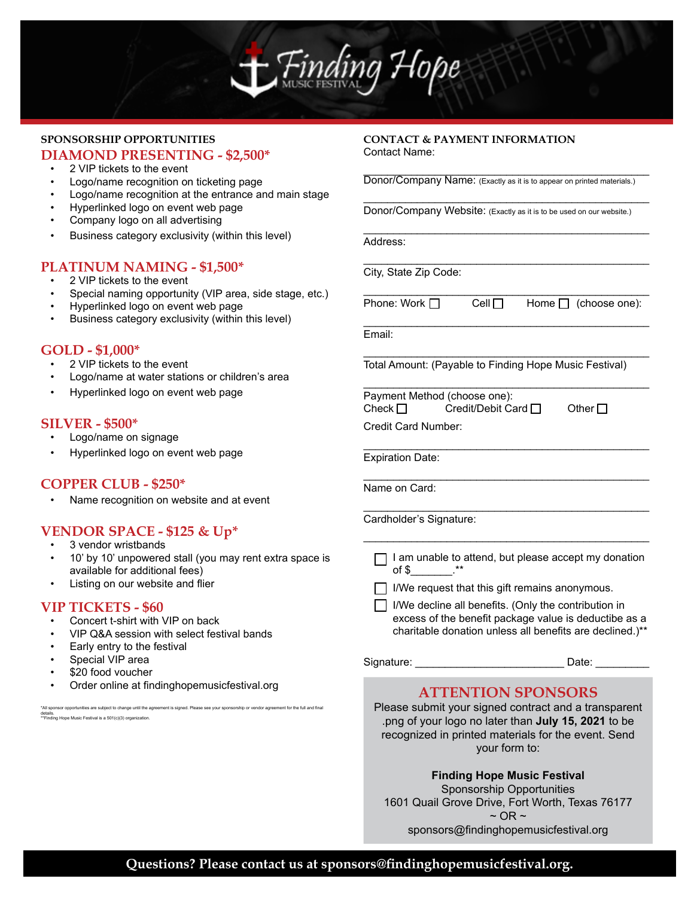# Finding Hope MUSIC FESTIVAL

## SPONSORSHIP OPPORTUNITIES

### DIAMOND PRESENTING - $2,500*

- 2 VIP tickets to the event
- Logo/name recognition on ticketing page
- Logo/name recognition at the entrance and main stage
- Hyperlinked logo on event web page
- Company logo on all advertising
- Business category exclusivity (within this level)

### PLATINUM NAMING - $1,500*

- 2 VIP tickets to the event
- Special naming opportunity (VIP area, side stage, etc.)
- Hyperlinked logo on event web page
- Business category exclusivity (within this level)

### GOLD - $1,000*

- 2 VIP tickets to the event
- Logo/name at water stations or children's area
- Hyperlinked logo on event web page

### SILVER - $500*

- Logo/name on signage
- Hyperlinked logo on event web page

### COPPER CLUB - $250*

- Name recognition on website and at event

### VENDOR SPACE - $125 & Up*

- 3 vendor wristbands
- 10' by 10' unpowered stall (you may rent extra space is available for additional fees)
- Listing on our website and flier

### VIP TICKETS - $60

- Concert t-shirt with VIP on back
- VIP Q&A session with select festival bands
- Early entry to the festival
- Special VIP area
- $20 food voucher
- Order online at findinghopemusicfestival.org

*All sponsor opportunities are subject to change until the agreement is signed. Please see your sponsorship or vendor agreement for the full and final details.
**Finding Hope Music Festival is a 501(c)(3) organization.

## CONTACT & PAYMENT INFORMATION

Contact Name:

_______________________________________________

Donor/Company Name: (Exactly as it is to appear on printed materials.)

_______________________________________________

Donor/Company Website: (Exactly as it is to be used on our website.)

_______________________________________________

Address:

_______________________________________________

City, State Zip Code:

_______________________________________________

Phone: Work ☐ Cell ☐ Home ☐ (choose one):

_______________________________________________

Email:

_______________________________________________

Total Amount: (Payable to Finding Hope Music Festival)

_______________________________________________

Payment Method (choose one):
Check ☐ Credit/Debit Card ☐ Other ☐

Credit Card Number:

_______________________________________________

Expiration Date:

_______________________________________________

Name on Card:

_______________________________________________

Cardholder's Signature:

_______________________________________________

☐ I am unable to attend, but please accept my donation of $_______.**

☐ I/We request that this gift remains anonymous.

☐ I/We decline all benefits. (Only the contribution in excess of the benefit package value is deductibe as a charitable donation unless all benefits are declined.)**

Signature: ________________________ Date: _________

### ATTENTION SPONSORS

Please submit your signed contract and a transparent .png of your logo no later than **July 15, 2021** to be recognized in printed materials for the event. Send your form to:

**Finding Hope Music Festival**
Sponsorship Opportunities
1601 Quail Grove Drive, Fort Worth, Texas 76177
~ OR ~
sponsors@findinghopemusicfestival.org

**Questions? Please contact us at sponsors@findinghopemusicfestival.org.**